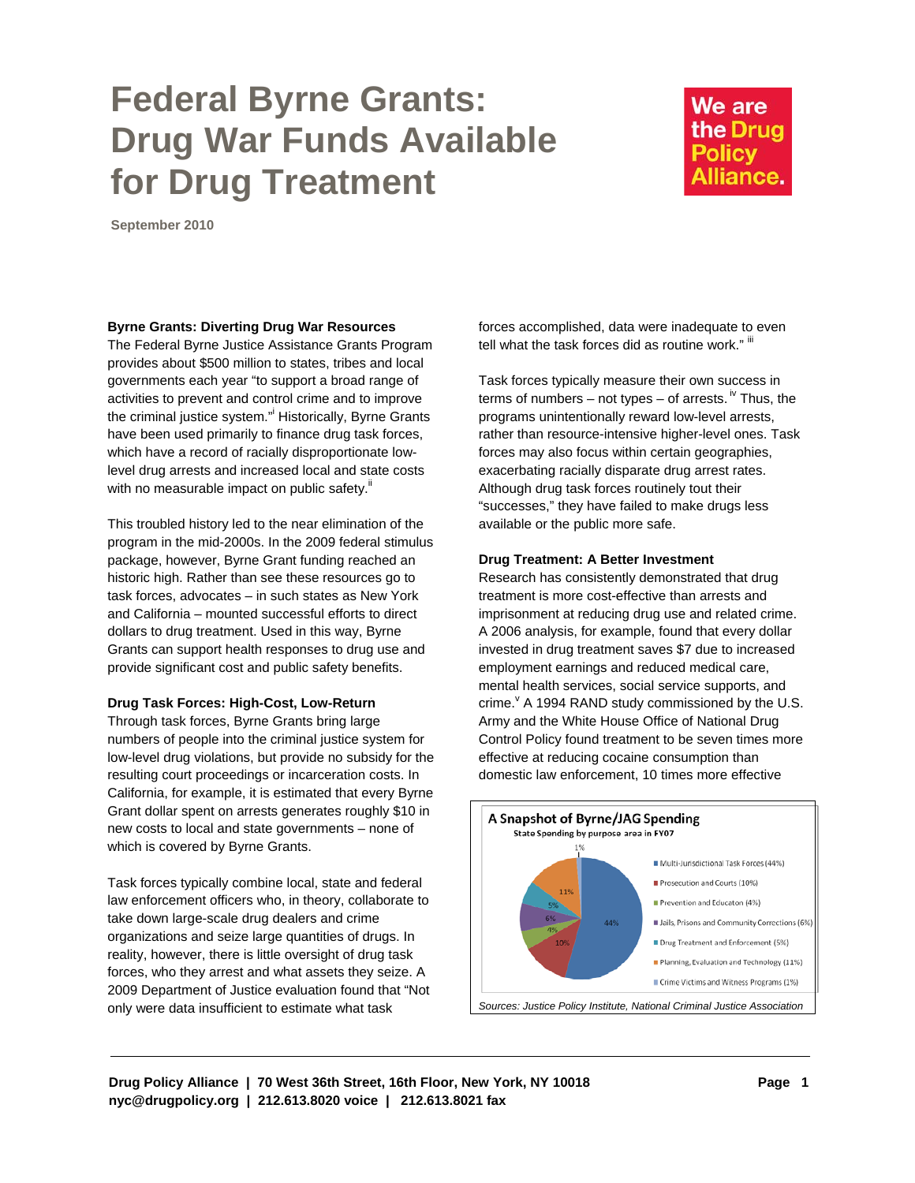# Federal Byrne Grants: Drug War Funds Available for Drug Treatment

We are the Drug Policy Alliance.

**September 2010**

### Byrne Grants: Diverting Drug War Resources

The Federal Byrne Justice Assistance Grants Program provides about $500 million to states, tribes and local governments each year "to support a broad range of activities to prevent and control crime and to improve the criminal justice system."[i] Historically, Byrne Grants have been used primarily to finance drug task forces, which have a record of racially disproportionate low-level drug arrests and increased local and state costs with no measurable impact on public safety.[ii]

This troubled history led to the near elimination of the program in the mid-2000s. In the 2009 federal stimulus package, however, Byrne Grant funding reached an historic high. Rather than see these resources go to task forces, advocates – in such states as New York and California – mounted successful efforts to direct dollars to drug treatment. Used in this way, Byrne Grants can support health responses to drug use and provide significant cost and public safety benefits.

### Drug Task Forces: High-Cost, Low-Return

Through task forces, Byrne Grants bring large numbers of people into the criminal justice system for low-level drug violations, but provide no subsidy for the resulting court proceedings or incarceration costs. In California, for example, it is estimated that every Byrne Grant dollar spent on arrests generates roughly $10 in new costs to local and state governments – none of which is covered by Byrne Grants.

Task forces typically combine local, state and federal law enforcement officers who, in theory, collaborate to take down large-scale drug dealers and crime organizations and seize large quantities of drugs. In reality, however, there is little oversight of drug task forces, who they arrest and what assets they seize. A 2009 Department of Justice evaluation found that "Not only were data insufficient to estimate what task forces accomplished, data were inadequate to even tell what the task forces did as routine work."[iii]

Task forces typically measure their own success in terms of numbers – not types – of arrests.[iv] Thus, the programs unintentionally reward low-level arrests, rather than resource-intensive higher-level ones. Task forces may also focus within certain geographies, exacerbating racially disparate drug arrest rates. Although drug task forces routinely tout their "successes," they have failed to make drugs less available or the public more safe.

### Drug Treatment: A Better Investment

Research has consistently demonstrated that drug treatment is more cost-effective than arrests and imprisonment at reducing drug use and related crime. A 2006 analysis, for example, found that every dollar invested in drug treatment saves $7 due to increased employment earnings and reduced medical care, mental health services, social service supports, and crime.[v] A 1994 RAND study commissioned by the U.S. Army and the White House Office of National Drug Control Policy found treatment to be seven times more effective at reducing cocaine consumption than domestic law enforcement, 10 times more effective

**A Snapshot of Byrne/JAG Spending**
State Spending by purpose area in FY07

| Purpose Area | Share |
|---|---|
| Multi-Jurisdictional Task Forces | 44% |
| Prosecution and Courts | 10% |
| Prevention and Education | 4% |
| Jails, Prisons and Community Corrections | 6% |
| Drug Treatment and Enforcement | 5% |
| Planning, Evaluation and Technology | 11% |
| Crime Victims and Witness Programs | 1% |

*Sources: Justice Policy Institute, National Criminal Justice Association*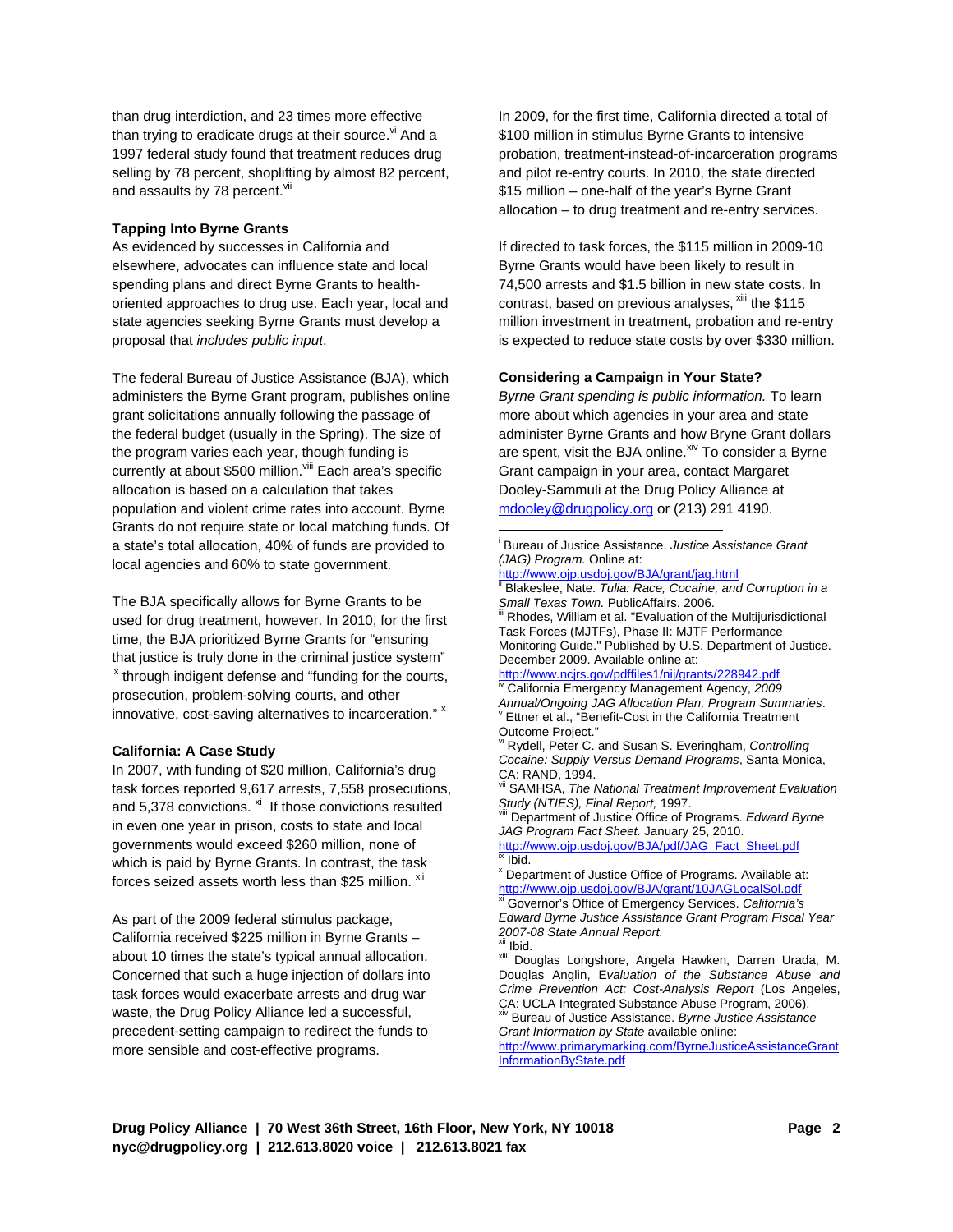than drug interdiction, and 23 times more effective than trying to eradicate drugs at their source.[vi] And a 1997 federal study found that treatment reduces drug selling by 78 percent, shoplifting by almost 82 percent, and assaults by 78 percent.[vii]

**Tapping Into Byrne Grants**

As evidenced by successes in California and elsewhere, advocates can influence state and local spending plans and direct Byrne Grants to health-oriented approaches to drug use. Each year, local and state agencies seeking Byrne Grants must develop a proposal that *includes public input*.

The federal Bureau of Justice Assistance (BJA), which administers the Byrne Grant program, publishes online grant solicitations annually following the passage of the federal budget (usually in the Spring). The size of the program varies each year, though funding is currently at about $500 million.[viii] Each area's specific allocation is based on a calculation that takes population and violent crime rates into account. Byrne Grants do not require state or local matching funds. Of a state's total allocation, 40% of funds are provided to local agencies and 60% to state government.

The BJA specifically allows for Byrne Grants to be used for drug treatment, however. In 2010, for the first time, the BJA prioritized Byrne Grants for "ensuring that justice is truly done in the criminal justice system" [ix] through indigent defense and "funding for the courts, prosecution, problem-solving courts, and other innovative, cost-saving alternatives to incarceration." [x]

**California: A Case Study**

In 2007, with funding of $20 million, California's drug task forces reported 9,617 arrests, 7,558 prosecutions, and 5,378 convictions. [xi] If those convictions resulted in even one year in prison, costs to state and local governments would exceed $260 million, none of which is paid by Byrne Grants. In contrast, the task forces seized assets worth less than $25 million. [xii]

As part of the 2009 federal stimulus package, California received $225 million in Byrne Grants – about 10 times the state's typical annual allocation. Concerned that such a huge injection of dollars into task forces would exacerbate arrests and drug war waste, the Drug Policy Alliance led a successful, precedent-setting campaign to redirect the funds to more sensible and cost-effective programs.

In 2009, for the first time, California directed a total of $100 million in stimulus Byrne Grants to intensive probation, treatment-instead-of-incarceration programs and pilot re-entry courts. In 2010, the state directed $15 million – one-half of the year's Byrne Grant allocation – to drug treatment and re-entry services.

If directed to task forces, the $115 million in 2009-10 Byrne Grants would have been likely to result in 74,500 arrests and $1.5 billion in new state costs. In contrast, based on previous analyses, [xiii] the $115 million investment in treatment, probation and re-entry is expected to reduce state costs by over $330 million.

**Considering a Campaign in Your State?**

*Byrne Grant spending is public information.* To learn more about which agencies in your area and state administer Byrne Grants and how Bryne Grant dollars are spent, visit the BJA online.[xiv] To consider a Byrne Grant campaign in your area, contact Margaret Dooley-Sammuli at the Drug Policy Alliance at mdooley@drugpolicy.org or (213) 291 4190.

---

[i] Bureau of Justice Assistance. *Justice Assistance Grant (JAG) Program.* Online at: http://www.ojp.usdoj.gov/BJA/grant/jag.html

[ii] Blakeslee, Nate. *Tulia: Race, Cocaine, and Corruption in a Small Texas Town.* PublicAffairs. 2006.

[iii] Rhodes, William et al. "Evaluation of the Multijurisdictional Task Forces (MJTFs), Phase II: MJTF Performance Monitoring Guide." Published by U.S. Department of Justice. December 2009. Available online at: http://www.ncjrs.gov/pdffiles1/nij/grants/228942.pdf

[iv] California Emergency Management Agency, *2009 Annual/Ongoing JAG Allocation Plan, Program Summaries*.

[v] Ettner et al., "Benefit-Cost in the California Treatment Outcome Project."

[vi] Rydell, Peter C. and Susan S. Everingham, *Controlling Cocaine: Supply Versus Demand Programs*, Santa Monica, CA: RAND, 1994.

[vii] SAMHSA, *The National Treatment Improvement Evaluation Study (NTIES), Final Report,* 1997.

[viii] Department of Justice Office of Programs. *Edward Byrne JAG Program Fact Sheet.* January 25, 2010. http://www.ojp.usdoj.gov/BJA/pdf/JAG_Fact_Sheet.pdf

[ix] Ibid.

[x] Department of Justice Office of Programs. Available at: http://www.ojp.usdoj.gov/BJA/grant/10JAGLocalSol.pdf

[xi] Governor's Office of Emergency Services. *California's Edward Byrne Justice Assistance Grant Program Fiscal Year 2007-08 State Annual Report.*

[xii] Ibid.

[xiii] Douglas Longshore, Angela Hawken, Darren Urada, M. Douglas Anglin, E*valuation of the Substance Abuse and Crime Prevention Act: Cost-Analysis Report* (Los Angeles, CA: UCLA Integrated Substance Abuse Program, 2006).

[xiv] Bureau of Justice Assistance. *Byrne Justice Assistance Grant Information by State* available online: http://www.primarymarking.com/ByrneJusticeAssistanceGrantInformationByState.pdf